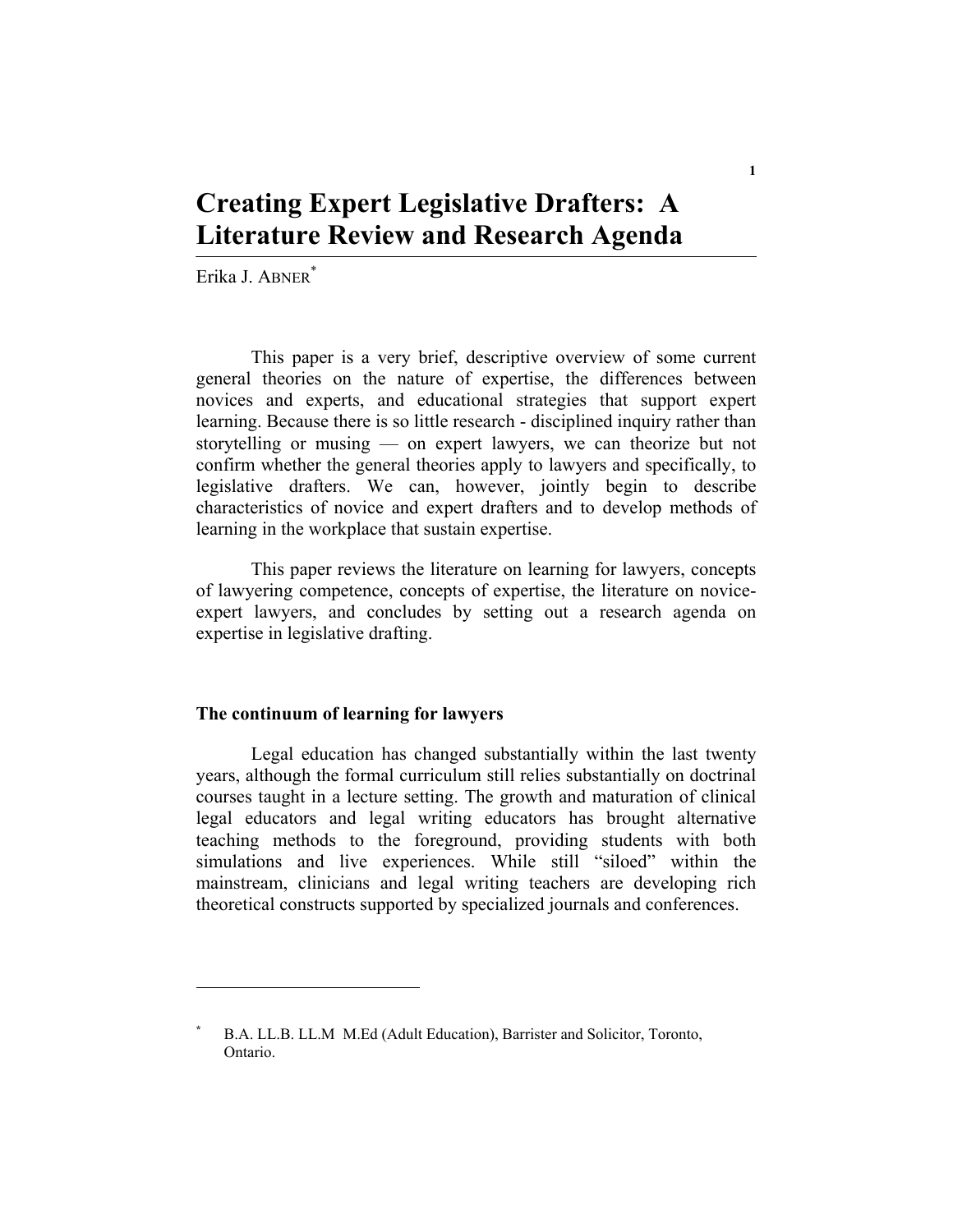# Creating Expert Legislative Drafters: A Literature Review and Research Agenda

Erika J. ABNER[*]

This paper is a very brief, descriptive overview of some current general theories on the nature of expertise, the differences between novices and experts, and educational strategies that support expert learning. Because there is so little research - disciplined inquiry rather than storytelling or musing — on expert lawyers, we can theorize but not confirm whether the general theories apply to lawyers and specifically, to legislative drafters. We can, however, jointly begin to describe characteristics of novice and expert drafters and to develop methods of learning in the workplace that sustain expertise.

This paper reviews the literature on learning for lawyers, concepts of lawyering competence, concepts of expertise, the literature on novice-expert lawyers, and concludes by setting out a research agenda on expertise in legislative drafting.

### The continuum of learning for lawyers

Legal education has changed substantially within the last twenty years, although the formal curriculum still relies substantially on doctrinal courses taught in a lecture setting. The growth and maturation of clinical legal educators and legal writing educators has brought alternative teaching methods to the foreground, providing students with both simulations and live experiences. While still "siloed" within the mainstream, clinicians and legal writing teachers are developing rich theoretical constructs supported by specialized journals and conferences.

---

[*] B.A. LL.B. LL.M M.Ed (Adult Education), Barrister and Solicitor, Toronto, Ontario.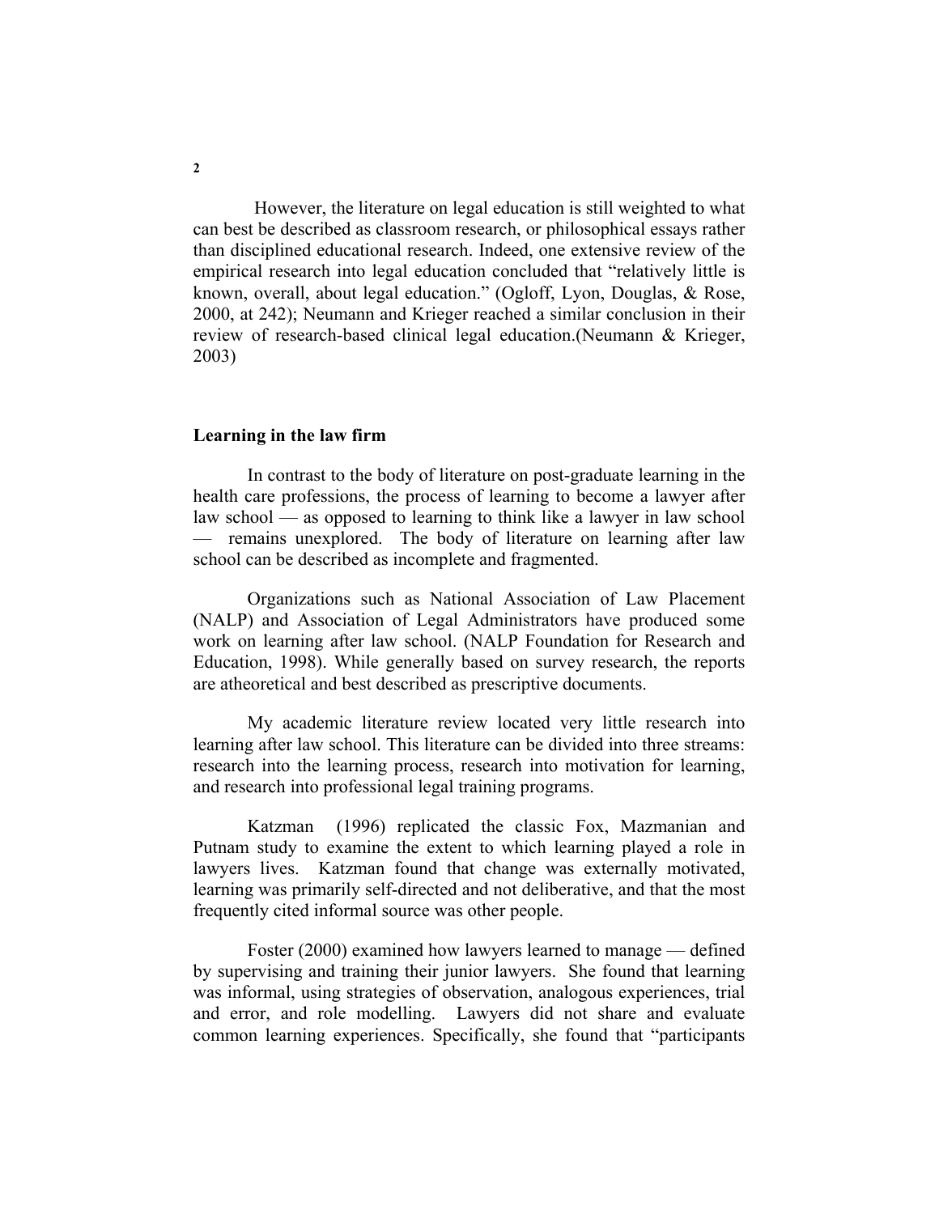However, the literature on legal education is still weighted to what can best be described as classroom research, or philosophical essays rather than disciplined educational research. Indeed, one extensive review of the empirical research into legal education concluded that "relatively little is known, overall, about legal education." (Ogloff, Lyon, Douglas, & Rose, 2000, at 242); Neumann and Krieger reached a similar conclusion in their review of research-based clinical legal education.(Neumann & Krieger, 2003)

## Learning in the law firm

In contrast to the body of literature on post-graduate learning in the health care professions, the process of learning to become a lawyer after law school — as opposed to learning to think like a lawyer in law school — remains unexplored. The body of literature on learning after law school can be described as incomplete and fragmented.

Organizations such as National Association of Law Placement (NALP) and Association of Legal Administrators have produced some work on learning after law school. (NALP Foundation for Research and Education, 1998). While generally based on survey research, the reports are atheoretical and best described as prescriptive documents.

My academic literature review located very little research into learning after law school. This literature can be divided into three streams: research into the learning process, research into motivation for learning, and research into professional legal training programs.

Katzman (1996) replicated the classic Fox, Mazmanian and Putnam study to examine the extent to which learning played a role in lawyers lives. Katzman found that change was externally motivated, learning was primarily self-directed and not deliberative, and that the most frequently cited informal source was other people.

Foster (2000) examined how lawyers learned to manage — defined by supervising and training their junior lawyers. She found that learning was informal, using strategies of observation, analogous experiences, trial and error, and role modelling. Lawyers did not share and evaluate common learning experiences. Specifically, she found that "participants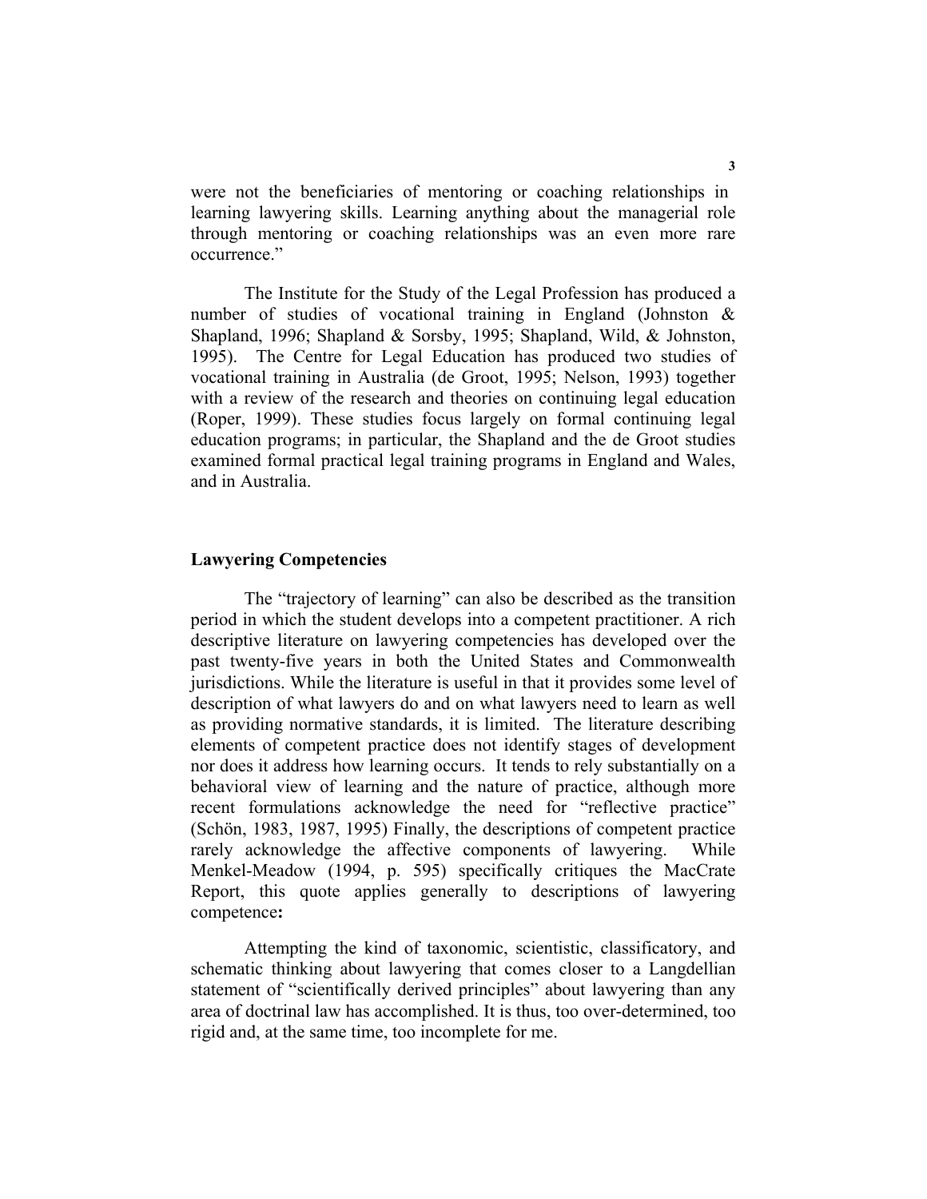were not the beneficiaries of mentoring or coaching relationships in learning lawyering skills. Learning anything about the managerial role through mentoring or coaching relationships was an even more rare occurrence."

The Institute for the Study of the Legal Profession has produced a number of studies of vocational training in England (Johnston & Shapland, 1996; Shapland & Sorsby, 1995; Shapland, Wild, & Johnston, 1995). The Centre for Legal Education has produced two studies of vocational training in Australia (de Groot, 1995; Nelson, 1993) together with a review of the research and theories on continuing legal education (Roper, 1999). These studies focus largely on formal continuing legal education programs; in particular, the Shapland and the de Groot studies examined formal practical legal training programs in England and Wales, and in Australia.

## Lawyering Competencies

The "trajectory of learning" can also be described as the transition period in which the student develops into a competent practitioner. A rich descriptive literature on lawyering competencies has developed over the past twenty-five years in both the United States and Commonwealth jurisdictions. While the literature is useful in that it provides some level of description of what lawyers do and on what lawyers need to learn as well as providing normative standards, it is limited. The literature describing elements of competent practice does not identify stages of development nor does it address how learning occurs. It tends to rely substantially on a behavioral view of learning and the nature of practice, although more recent formulations acknowledge the need for "reflective practice" (Schön, 1983, 1987, 1995) Finally, the descriptions of competent practice rarely acknowledge the affective components of lawyering. While Menkel-Meadow (1994, p. 595) specifically critiques the MacCrate Report, this quote applies generally to descriptions of lawyering competence**:**

> Attempting the kind of taxonomic, scientistic, classificatory, and schematic thinking about lawyering that comes closer to a Langdellian statement of "scientifically derived principles" about lawyering than any area of doctrinal law has accomplished. It is thus, too over-determined, too rigid and, at the same time, too incomplete for me.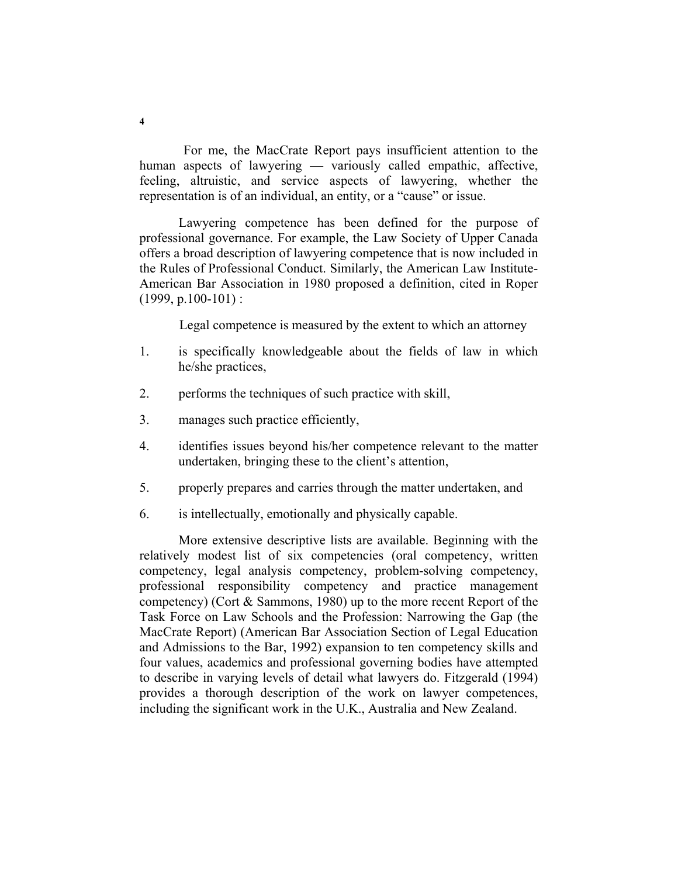For me, the MacCrate Report pays insufficient attention to the human aspects of lawyering — variously called empathic, affective, feeling, altruistic, and service aspects of lawyering, whether the representation is of an individual, an entity, or a "cause" or issue.

Lawyering competence has been defined for the purpose of professional governance. For example, the Law Society of Upper Canada offers a broad description of lawyering competence that is now included in the Rules of Professional Conduct. Similarly, the American Law Institute-American Bar Association in 1980 proposed a definition, cited in Roper (1999, p.100-101) :

> Legal competence is measured by the extent to which an attorney
>
> 1. is specifically knowledgeable about the fields of law in which he/she practices,
> 2. performs the techniques of such practice with skill,
> 3. manages such practice efficiently,
> 4. identifies issues beyond his/her competence relevant to the matter undertaken, bringing these to the client's attention,
> 5. properly prepares and carries through the matter undertaken, and
> 6. is intellectually, emotionally and physically capable.

More extensive descriptive lists are available. Beginning with the relatively modest list of six competencies (oral competency, written competency, legal analysis competency, problem-solving competency, professional responsibility competency and practice management competency) (Cort & Sammons, 1980) up to the more recent Report of the Task Force on Law Schools and the Profession: Narrowing the Gap (the MacCrate Report) (American Bar Association Section of Legal Education and Admissions to the Bar, 1992) expansion to ten competency skills and four values, academics and professional governing bodies have attempted to describe in varying levels of detail what lawyers do. Fitzgerald (1994) provides a thorough description of the work on lawyer competences, including the significant work in the U.K., Australia and New Zealand.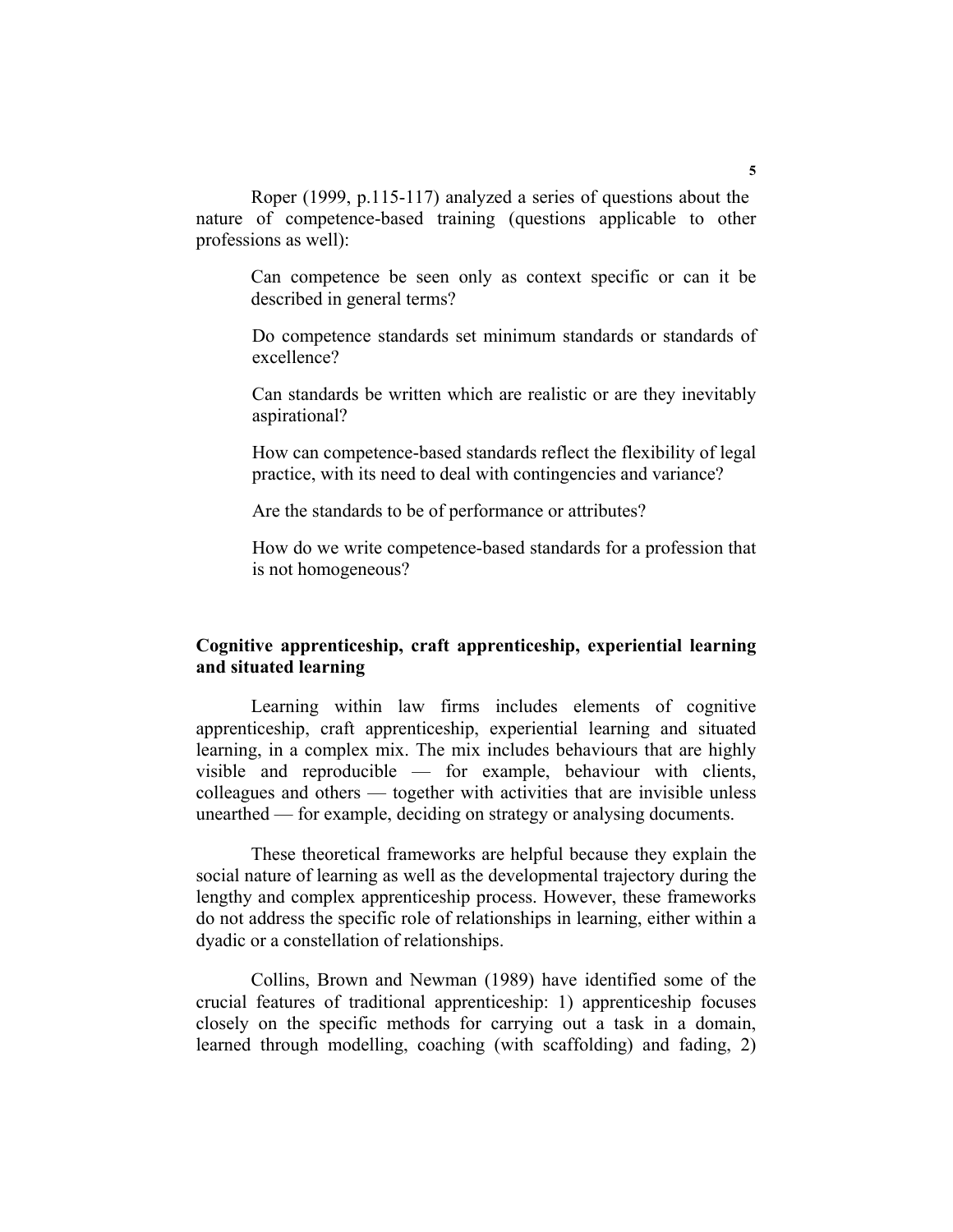Roper (1999, p.115-117) analyzed a series of questions about the nature of competence-based training (questions applicable to other professions as well):

> Can competence be seen only as context specific or can it be described in general terms?
>
> Do competence standards set minimum standards or standards of excellence?
>
> Can standards be written which are realistic or are they inevitably aspirational?
>
> How can competence-based standards reflect the flexibility of legal practice, with its need to deal with contingencies and variance?
>
> Are the standards to be of performance or attributes?
>
> How do we write competence-based standards for a profession that is not homogeneous?

## Cognitive apprenticeship, craft apprenticeship, experiential learning and situated learning

Learning within law firms includes elements of cognitive apprenticeship, craft apprenticeship, experiential learning and situated learning, in a complex mix. The mix includes behaviours that are highly visible and reproducible — for example, behaviour with clients, colleagues and others — together with activities that are invisible unless unearthed — for example, deciding on strategy or analysing documents.

These theoretical frameworks are helpful because they explain the social nature of learning as well as the developmental trajectory during the lengthy and complex apprenticeship process. However, these frameworks do not address the specific role of relationships in learning, either within a dyadic or a constellation of relationships.

Collins, Brown and Newman (1989) have identified some of the crucial features of traditional apprenticeship: 1) apprenticeship focuses closely on the specific methods for carrying out a task in a domain, learned through modelling, coaching (with scaffolding) and fading, 2)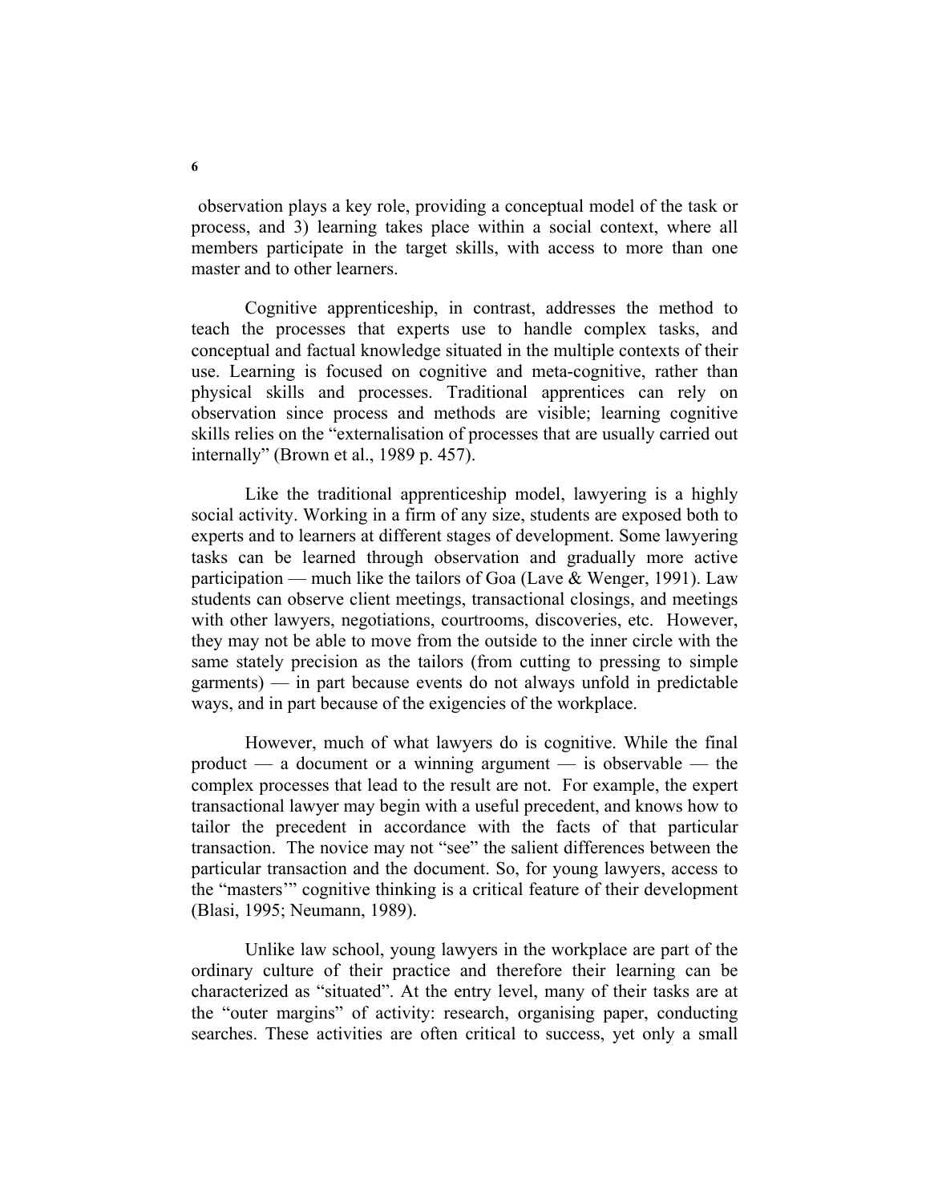observation plays a key role, providing a conceptual model of the task or process, and 3) learning takes place within a social context, where all members participate in the target skills, with access to more than one master and to other learners.

Cognitive apprenticeship, in contrast, addresses the method to teach the processes that experts use to handle complex tasks, and conceptual and factual knowledge situated in the multiple contexts of their use. Learning is focused on cognitive and meta-cognitive, rather than physical skills and processes. Traditional apprentices can rely on observation since process and methods are visible; learning cognitive skills relies on the "externalisation of processes that are usually carried out internally" (Brown et al., 1989 p. 457).

Like the traditional apprenticeship model, lawyering is a highly social activity. Working in a firm of any size, students are exposed both to experts and to learners at different stages of development. Some lawyering tasks can be learned through observation and gradually more active participation — much like the tailors of Goa (Lave & Wenger, 1991). Law students can observe client meetings, transactional closings, and meetings with other lawyers, negotiations, courtrooms, discoveries, etc. However, they may not be able to move from the outside to the inner circle with the same stately precision as the tailors (from cutting to pressing to simple garments) — in part because events do not always unfold in predictable ways, and in part because of the exigencies of the workplace.

However, much of what lawyers do is cognitive. While the final product — a document or a winning argument — is observable — the complex processes that lead to the result are not. For example, the expert transactional lawyer may begin with a useful precedent, and knows how to tailor the precedent in accordance with the facts of that particular transaction. The novice may not "see" the salient differences between the particular transaction and the document. So, for young lawyers, access to the "masters'" cognitive thinking is a critical feature of their development (Blasi, 1995; Neumann, 1989).

Unlike law school, young lawyers in the workplace are part of the ordinary culture of their practice and therefore their learning can be characterized as "situated". At the entry level, many of their tasks are at the "outer margins" of activity: research, organising paper, conducting searches. These activities are often critical to success, yet only a small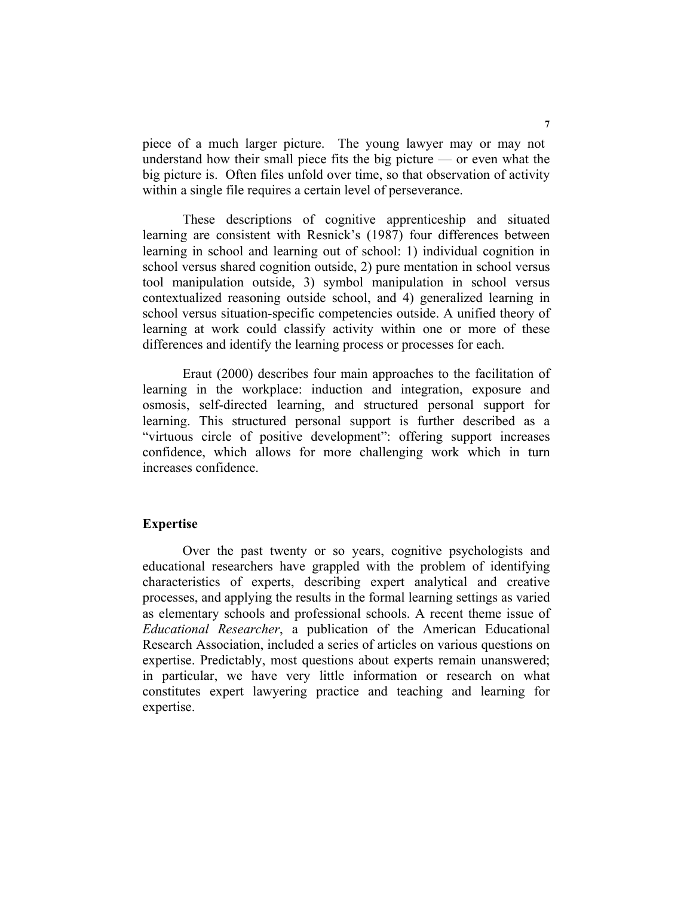piece of a much larger picture. The young lawyer may or may not understand how their small piece fits the big picture — or even what the big picture is. Often files unfold over time, so that observation of activity within a single file requires a certain level of perseverance.

These descriptions of cognitive apprenticeship and situated learning are consistent with Resnick's (1987) four differences between learning in school and learning out of school: 1) individual cognition in school versus shared cognition outside, 2) pure mentation in school versus tool manipulation outside, 3) symbol manipulation in school versus contextualized reasoning outside school, and 4) generalized learning in school versus situation-specific competencies outside. A unified theory of learning at work could classify activity within one or more of these differences and identify the learning process or processes for each.

Eraut (2000) describes four main approaches to the facilitation of learning in the workplace: induction and integration, exposure and osmosis, self-directed learning, and structured personal support for learning. This structured personal support is further described as a "virtuous circle of positive development": offering support increases confidence, which allows for more challenging work which in turn increases confidence.

## Expertise

Over the past twenty or so years, cognitive psychologists and educational researchers have grappled with the problem of identifying characteristics of experts, describing expert analytical and creative processes, and applying the results in the formal learning settings as varied as elementary schools and professional schools. A recent theme issue of *Educational Researcher*, a publication of the American Educational Research Association, included a series of articles on various questions on expertise. Predictably, most questions about experts remain unanswered; in particular, we have very little information or research on what constitutes expert lawyering practice and teaching and learning for expertise.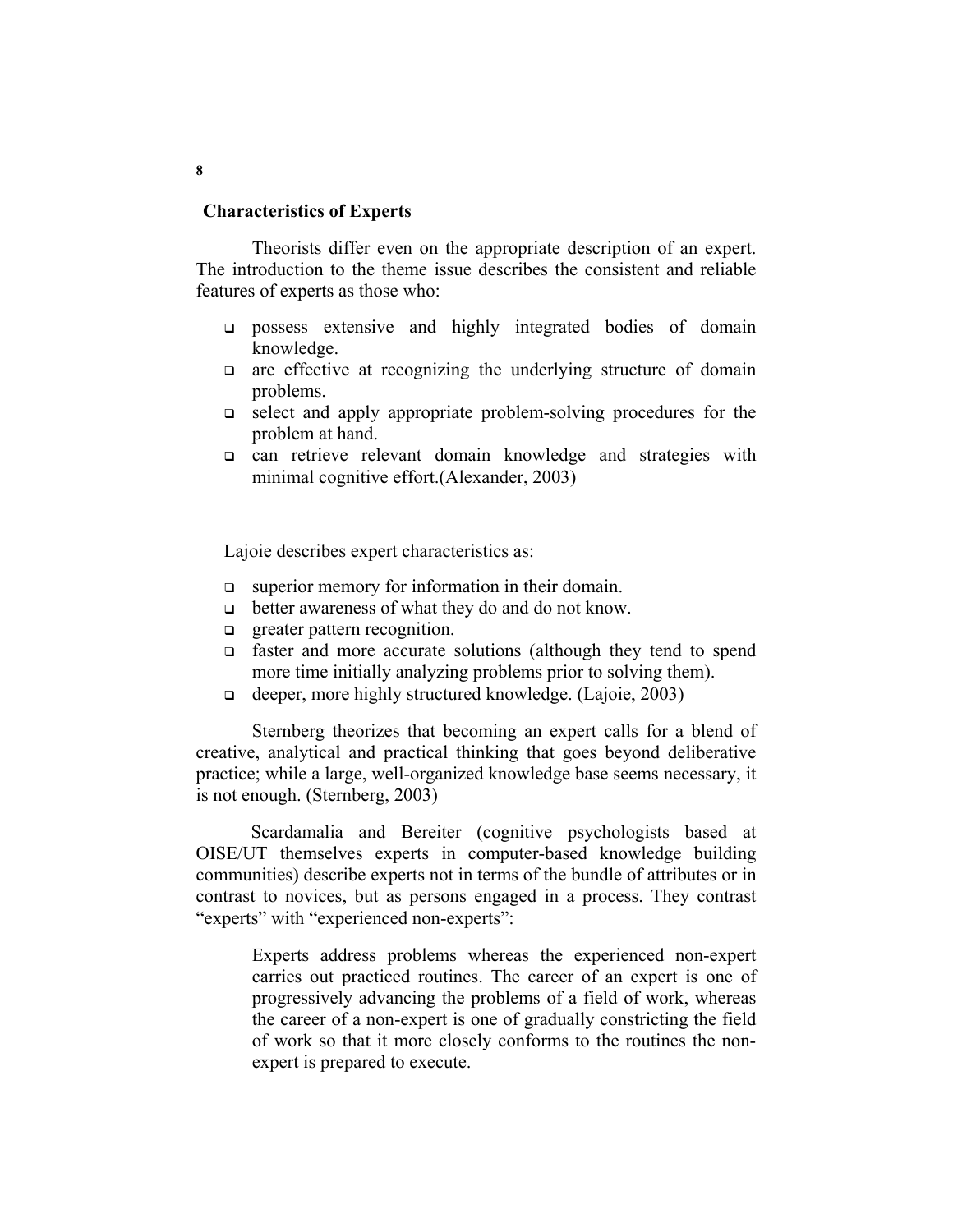## Characteristics of Experts

Theorists differ even on the appropriate description of an expert. The introduction to the theme issue describes the consistent and reliable features of experts as those who:

- possess extensive and highly integrated bodies of domain knowledge.
- are effective at recognizing the underlying structure of domain problems.
- select and apply appropriate problem-solving procedures for the problem at hand.
- can retrieve relevant domain knowledge and strategies with minimal cognitive effort.(Alexander, 2003)

Lajoie describes expert characteristics as:

- superior memory for information in their domain.
- better awareness of what they do and do not know.
- greater pattern recognition.
- faster and more accurate solutions (although they tend to spend more time initially analyzing problems prior to solving them).
- deeper, more highly structured knowledge. (Lajoie, 2003)

Sternberg theorizes that becoming an expert calls for a blend of creative, analytical and practical thinking that goes beyond deliberative practice; while a large, well-organized knowledge base seems necessary, it is not enough. (Sternberg, 2003)

Scardamalia and Bereiter (cognitive psychologists based at OISE/UT themselves experts in computer-based knowledge building communities) describe experts not in terms of the bundle of attributes or in contrast to novices, but as persons engaged in a process. They contrast "experts" with "experienced non-experts":

> Experts address problems whereas the experienced non-expert carries out practiced routines. The career of an expert is one of progressively advancing the problems of a field of work, whereas the career of a non-expert is one of gradually constricting the field of work so that it more closely conforms to the routines the non-expert is prepared to execute.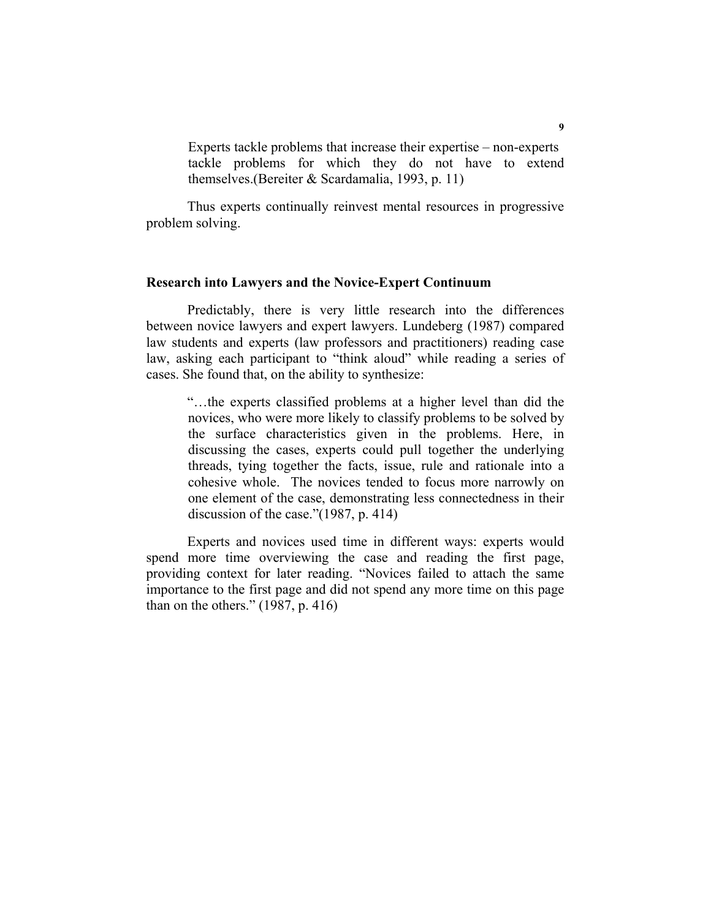> Experts tackle problems that increase their expertise – non-experts tackle problems for which they do not have to extend themselves.(Bereiter & Scardamalia, 1993, p. 11)

Thus experts continually reinvest mental resources in progressive problem solving.

## Research into Lawyers and the Novice-Expert Continuum

Predictably, there is very little research into the differences between novice lawyers and expert lawyers. Lundeberg (1987) compared law students and experts (law professors and practitioners) reading case law, asking each participant to "think aloud" while reading a series of cases. She found that, on the ability to synthesize:

> "…the experts classified problems at a higher level than did the novices, who were more likely to classify problems to be solved by the surface characteristics given in the problems. Here, in discussing the cases, experts could pull together the underlying threads, tying together the facts, issue, rule and rationale into a cohesive whole. The novices tended to focus more narrowly on one element of the case, demonstrating less connectedness in their discussion of the case."(1987, p. 414)

Experts and novices used time in different ways: experts would spend more time overviewing the case and reading the first page, providing context for later reading. "Novices failed to attach the same importance to the first page and did not spend any more time on this page than on the others." (1987, p. 416)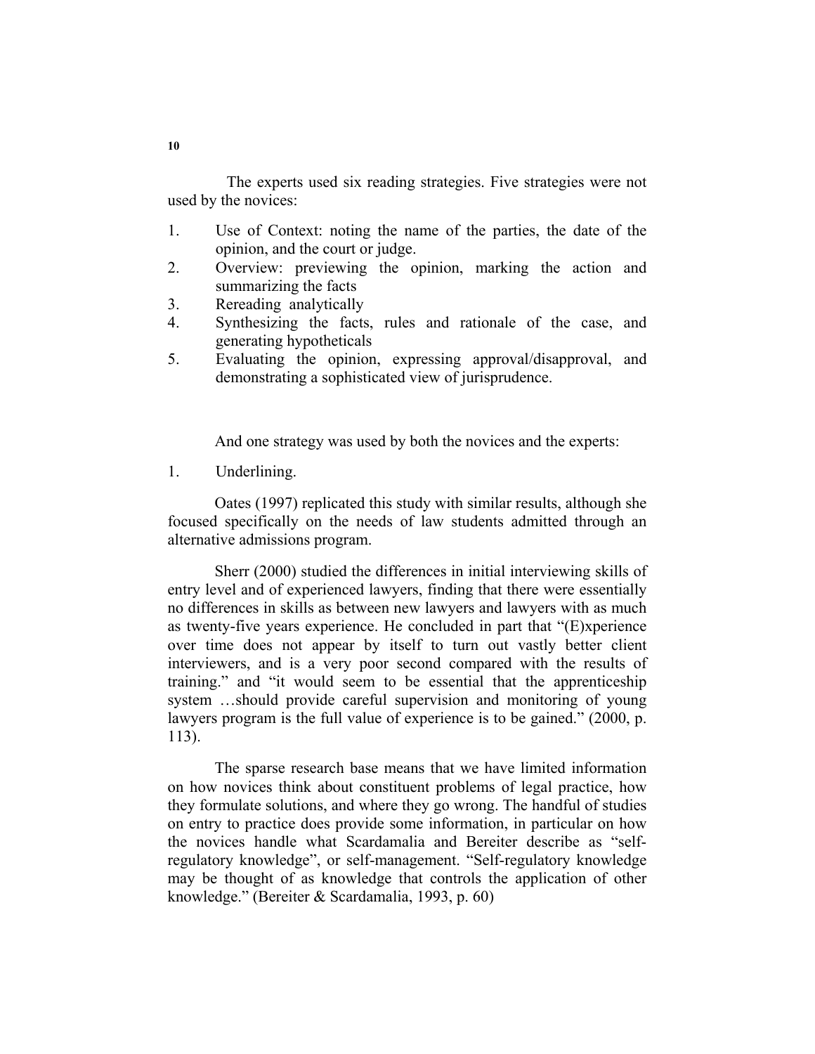The experts used six reading strategies. Five strategies were not used by the novices:

1. Use of Context: noting the name of the parties, the date of the opinion, and the court or judge.
2. Overview: previewing the opinion, marking the action and summarizing the facts
3. Rereading analytically
4. Synthesizing the facts, rules and rationale of the case, and generating hypotheticals
5. Evaluating the opinion, expressing approval/disapproval, and demonstrating a sophisticated view of jurisprudence.

And one strategy was used by both the novices and the experts:

1. Underlining.

Oates (1997) replicated this study with similar results, although she focused specifically on the needs of law students admitted through an alternative admissions program.

Sherr (2000) studied the differences in initial interviewing skills of entry level and of experienced lawyers, finding that there were essentially no differences in skills as between new lawyers and lawyers with as much as twenty-five years experience. He concluded in part that "(E)xperience over time does not appear by itself to turn out vastly better client interviewers, and is a very poor second compared with the results of training." and "it would seem to be essential that the apprenticeship system …should provide careful supervision and monitoring of young lawyers program is the full value of experience is to be gained." (2000, p. 113).

The sparse research base means that we have limited information on how novices think about constituent problems of legal practice, how they formulate solutions, and where they go wrong. The handful of studies on entry to practice does provide some information, in particular on how the novices handle what Scardamalia and Bereiter describe as "self-regulatory knowledge", or self-management. "Self-regulatory knowledge may be thought of as knowledge that controls the application of other knowledge." (Bereiter & Scardamalia, 1993, p. 60)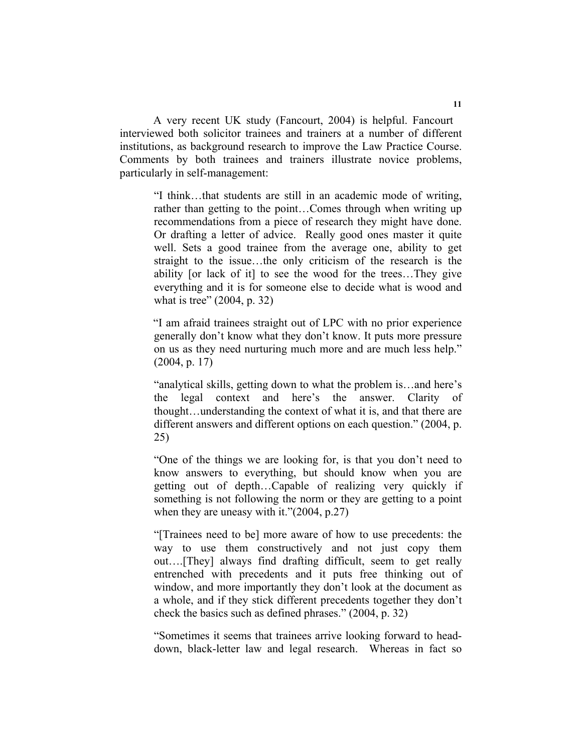A very recent UK study (Fancourt, 2004) is helpful. Fancourt interviewed both solicitor trainees and trainers at a number of different institutions, as background research to improve the Law Practice Course. Comments by both trainees and trainers illustrate novice problems, particularly in self-management:

> "I think…that students are still in an academic mode of writing, rather than getting to the point…Comes through when writing up recommendations from a piece of research they might have done. Or drafting a letter of advice. Really good ones master it quite well. Sets a good trainee from the average one, ability to get straight to the issue…the only criticism of the research is the ability [or lack of it] to see the wood for the trees…They give everything and it is for someone else to decide what is wood and what is tree" (2004, p. 32)

> "I am afraid trainees straight out of LPC with no prior experience generally don't know what they don't know. It puts more pressure on us as they need nurturing much more and are much less help." (2004, p. 17)

> "analytical skills, getting down to what the problem is…and here's the legal context and here's the answer. Clarity of thought…understanding the context of what it is, and that there are different answers and different options on each question." (2004, p. 25)

> "One of the things we are looking for, is that you don't need to know answers to everything, but should know when you are getting out of depth…Capable of realizing very quickly if something is not following the norm or they are getting to a point when they are uneasy with it."(2004, p.27)

> "[Trainees need to be] more aware of how to use precedents: the way to use them constructively and not just copy them out….[They] always find drafting difficult, seem to get really entrenched with precedents and it puts free thinking out of window, and more importantly they don't look at the document as a whole, and if they stick different precedents together they don't check the basics such as defined phrases." (2004, p. 32)

> "Sometimes it seems that trainees arrive looking forward to head-down, black-letter law and legal research. Whereas in fact so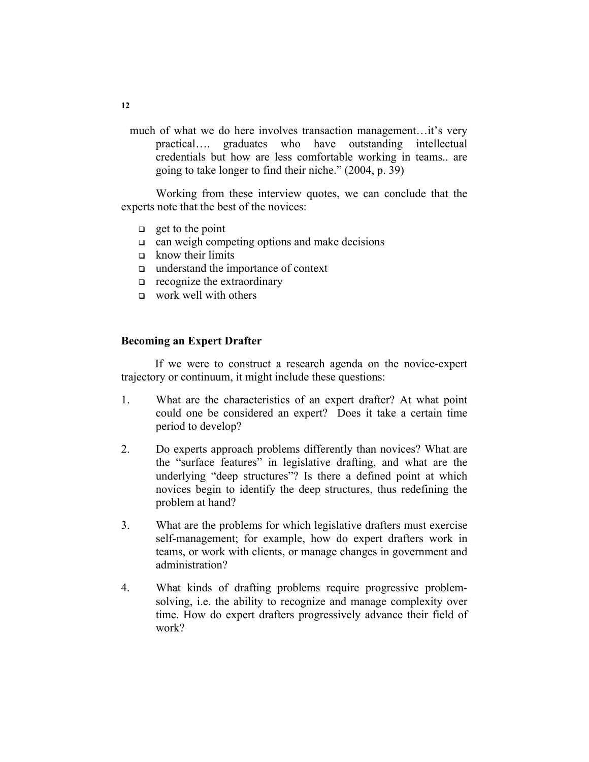much of what we do here involves transaction management…it's very practical…. graduates who have outstanding intellectual credentials but how are less comfortable working in teams.. are going to take longer to find their niche." (2004, p. 39)

Working from these interview quotes, we can conclude that the experts note that the best of the novices:

- get to the point
- can weigh competing options and make decisions
- know their limits
- understand the importance of context
- recognize the extraordinary
- work well with others

## Becoming an Expert Drafter

If we were to construct a research agenda on the novice-expert trajectory or continuum, it might include these questions:

1. What are the characteristics of an expert drafter? At what point could one be considered an expert? Does it take a certain time period to develop?

2. Do experts approach problems differently than novices? What are the "surface features" in legislative drafting, and what are the underlying "deep structures"? Is there a defined point at which novices begin to identify the deep structures, thus redefining the problem at hand?

3. What are the problems for which legislative drafters must exercise self-management; for example, how do expert drafters work in teams, or work with clients, or manage changes in government and administration?

4. What kinds of drafting problems require progressive problem-solving, i.e. the ability to recognize and manage complexity over time. How do expert drafters progressively advance their field of work?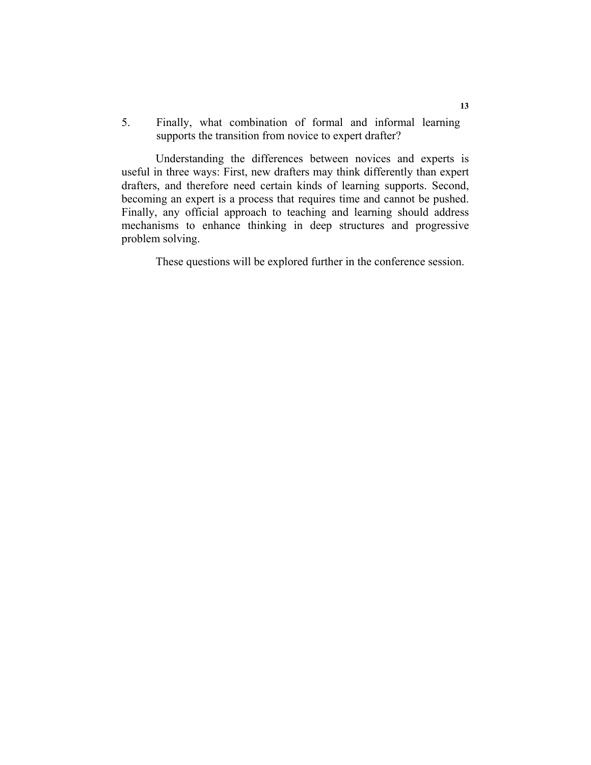5. Finally, what combination of formal and informal learning supports the transition from novice to expert drafter?

Understanding the differences between novices and experts is useful in three ways: First, new drafters may think differently than expert drafters, and therefore need certain kinds of learning supports. Second, becoming an expert is a process that requires time and cannot be pushed. Finally, any official approach to teaching and learning should address mechanisms to enhance thinking in deep structures and progressive problem solving.

These questions will be explored further in the conference session.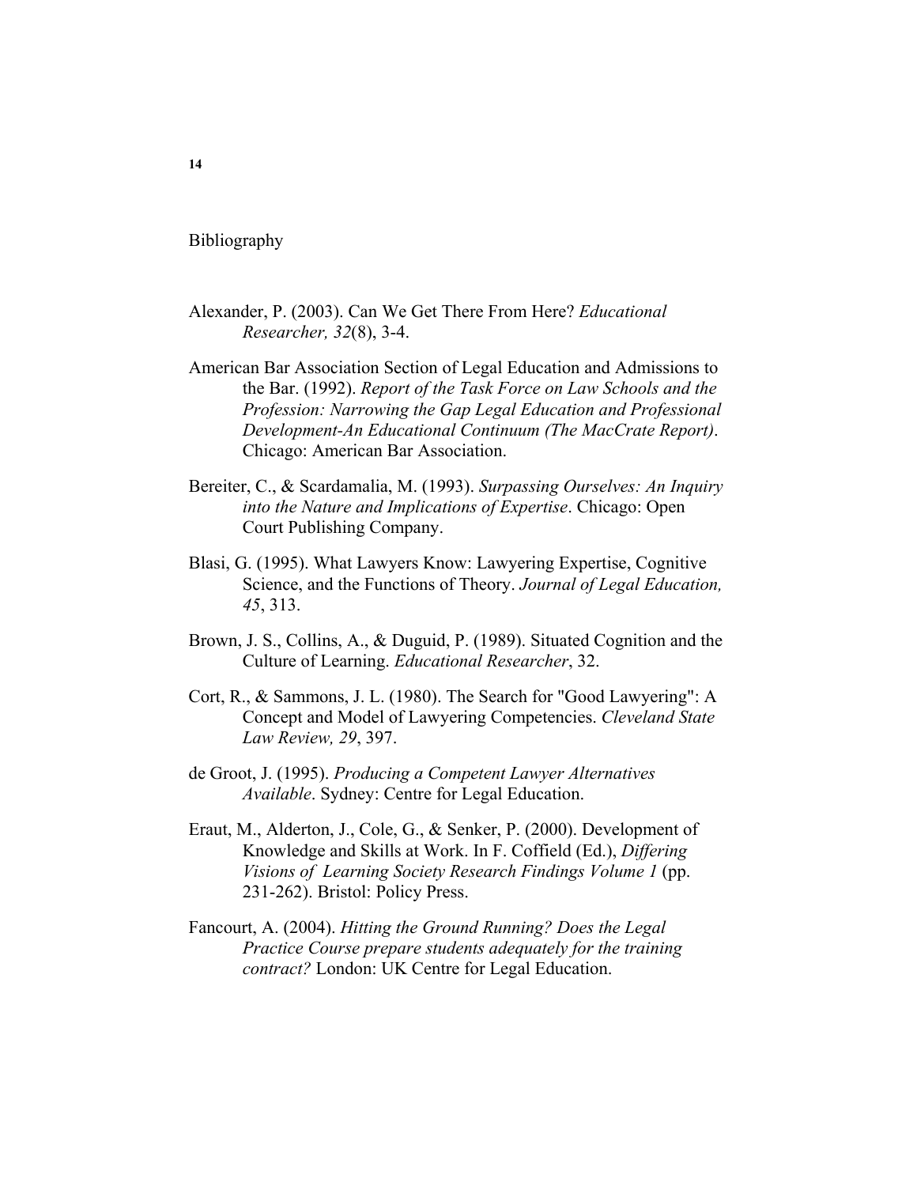# Bibliography

Alexander, P. (2003). Can We Get There From Here? *Educational Researcher, 32*(8), 3-4.

American Bar Association Section of Legal Education and Admissions to the Bar. (1992). *Report of the Task Force on Law Schools and the Profession: Narrowing the Gap Legal Education and Professional Development-An Educational Continuum (The MacCrate Report)*. Chicago: American Bar Association.

Bereiter, C., & Scardamalia, M. (1993). *Surpassing Ourselves: An Inquiry into the Nature and Implications of Expertise*. Chicago: Open Court Publishing Company.

Blasi, G. (1995). What Lawyers Know: Lawyering Expertise, Cognitive Science, and the Functions of Theory. *Journal of Legal Education, 45*, 313.

Brown, J. S., Collins, A., & Duguid, P. (1989). Situated Cognition and the Culture of Learning. *Educational Researcher*, 32.

Cort, R., & Sammons, J. L. (1980). The Search for "Good Lawyering": A Concept and Model of Lawyering Competencies. *Cleveland State Law Review, 29*, 397.

de Groot, J. (1995). *Producing a Competent Lawyer Alternatives Available*. Sydney: Centre for Legal Education.

Eraut, M., Alderton, J., Cole, G., & Senker, P. (2000). Development of Knowledge and Skills at Work. In F. Coffield (Ed.), *Differing Visions of Learning Society Research Findings Volume 1* (pp. 231-262). Bristol: Policy Press.

Fancourt, A. (2004). *Hitting the Ground Running? Does the Legal Practice Course prepare students adequately for the training contract?* London: UK Centre for Legal Education.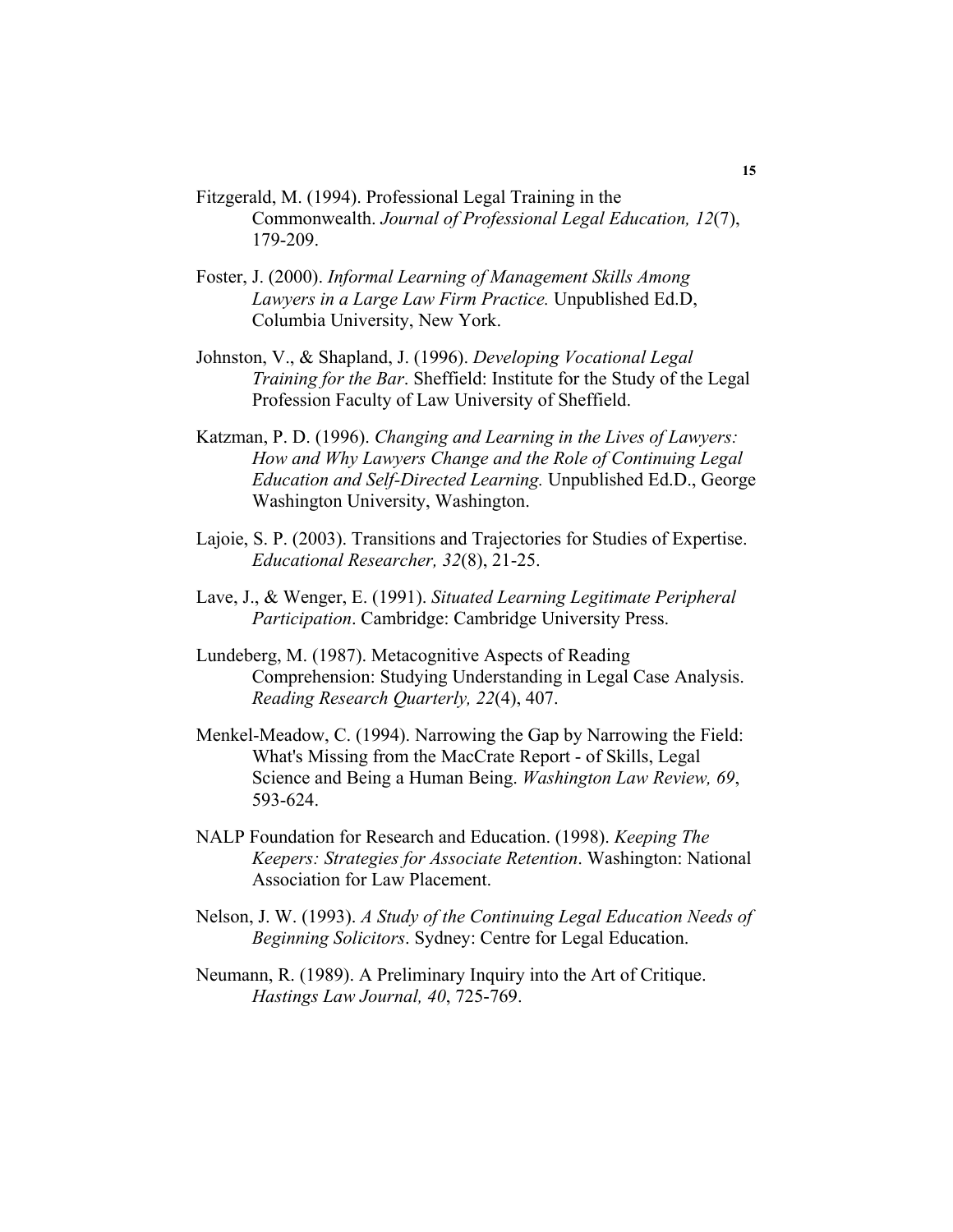Fitzgerald, M. (1994). Professional Legal Training in the Commonwealth. *Journal of Professional Legal Education, 12*(7), 179-209.

Foster, J. (2000). *Informal Learning of Management Skills Among Lawyers in a Large Law Firm Practice.* Unpublished Ed.D, Columbia University, New York.

Johnston, V., & Shapland, J. (1996). *Developing Vocational Legal Training for the Bar*. Sheffield: Institute for the Study of the Legal Profession Faculty of Law University of Sheffield.

Katzman, P. D. (1996). *Changing and Learning in the Lives of Lawyers: How and Why Lawyers Change and the Role of Continuing Legal Education and Self-Directed Learning.* Unpublished Ed.D., George Washington University, Washington.

Lajoie, S. P. (2003). Transitions and Trajectories for Studies of Expertise. *Educational Researcher, 32*(8), 21-25.

Lave, J., & Wenger, E. (1991). *Situated Learning Legitimate Peripheral Participation*. Cambridge: Cambridge University Press.

Lundeberg, M. (1987). Metacognitive Aspects of Reading Comprehension: Studying Understanding in Legal Case Analysis. *Reading Research Quarterly, 22*(4), 407.

Menkel-Meadow, C. (1994). Narrowing the Gap by Narrowing the Field: What's Missing from the MacCrate Report - of Skills, Legal Science and Being a Human Being. *Washington Law Review, 69*, 593-624.

NALP Foundation for Research and Education. (1998). *Keeping The Keepers: Strategies for Associate Retention*. Washington: National Association for Law Placement.

Nelson, J. W. (1993). *A Study of the Continuing Legal Education Needs of Beginning Solicitors*. Sydney: Centre for Legal Education.

Neumann, R. (1989). A Preliminary Inquiry into the Art of Critique. *Hastings Law Journal, 40*, 725-769.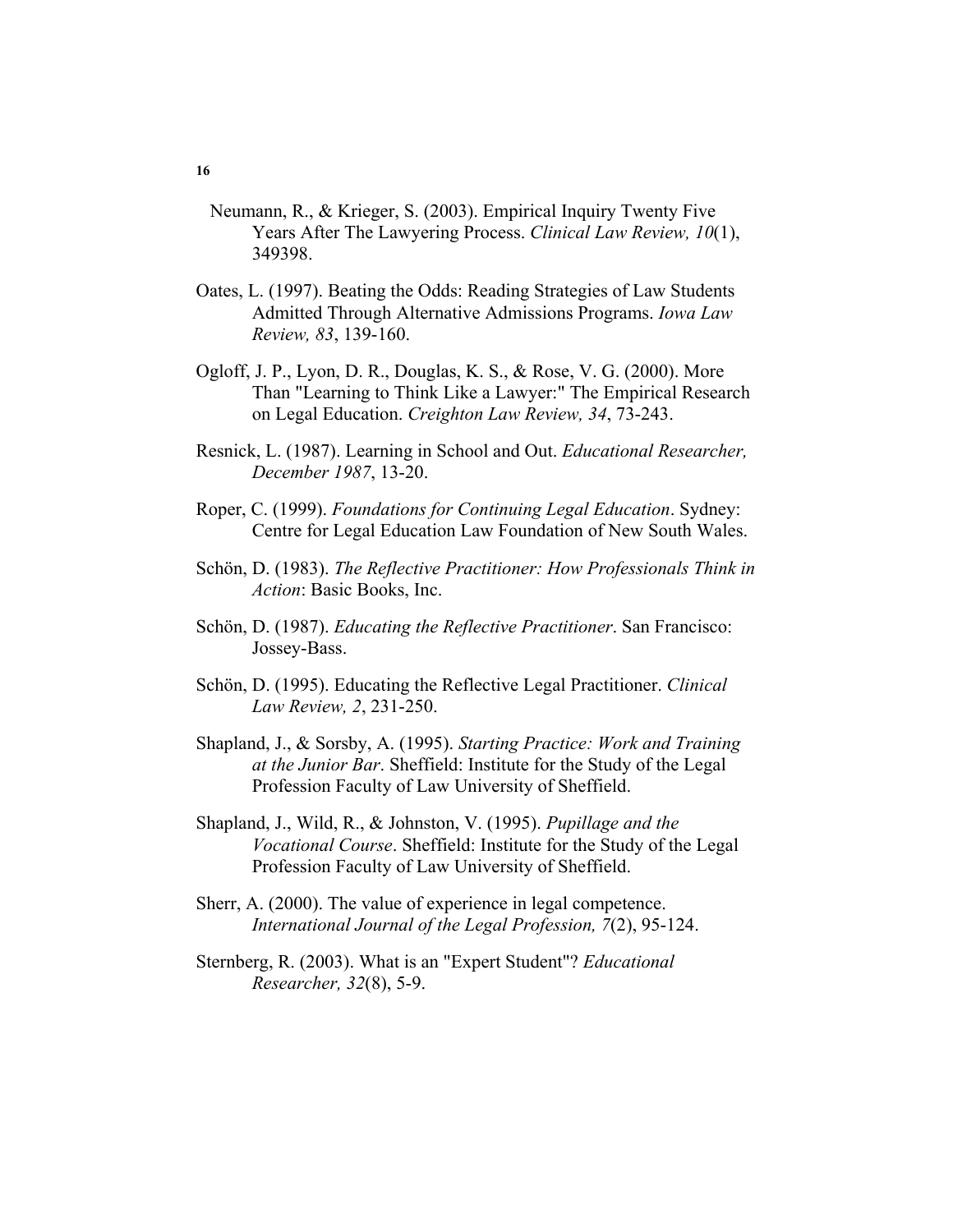Neumann, R., & Krieger, S. (2003). Empirical Inquiry Twenty Five Years After The Lawyering Process. *Clinical Law Review, 10*(1), 349398.

Oates, L. (1997). Beating the Odds: Reading Strategies of Law Students Admitted Through Alternative Admissions Programs. *Iowa Law Review, 83*, 139-160.

Ogloff, J. P., Lyon, D. R., Douglas, K. S., & Rose, V. G. (2000). More Than "Learning to Think Like a Lawyer:" The Empirical Research on Legal Education. *Creighton Law Review, 34*, 73-243.

Resnick, L. (1987). Learning in School and Out. *Educational Researcher, December 1987*, 13-20.

Roper, C. (1999). *Foundations for Continuing Legal Education*. Sydney: Centre for Legal Education Law Foundation of New South Wales.

Schön, D. (1983). *The Reflective Practitioner: How Professionals Think in Action*: Basic Books, Inc.

Schön, D. (1987). *Educating the Reflective Practitioner*. San Francisco: Jossey-Bass.

Schön, D. (1995). Educating the Reflective Legal Practitioner. *Clinical Law Review, 2*, 231-250.

Shapland, J., & Sorsby, A. (1995). *Starting Practice: Work and Training at the Junior Bar*. Sheffield: Institute for the Study of the Legal Profession Faculty of Law University of Sheffield.

Shapland, J., Wild, R., & Johnston, V. (1995). *Pupillage and the Vocational Course*. Sheffield: Institute for the Study of the Legal Profession Faculty of Law University of Sheffield.

Sherr, A. (2000). The value of experience in legal competence. *International Journal of the Legal Profession, 7*(2), 95-124.

Sternberg, R. (2003). What is an "Expert Student"? *Educational Researcher, 32*(8), 5-9.